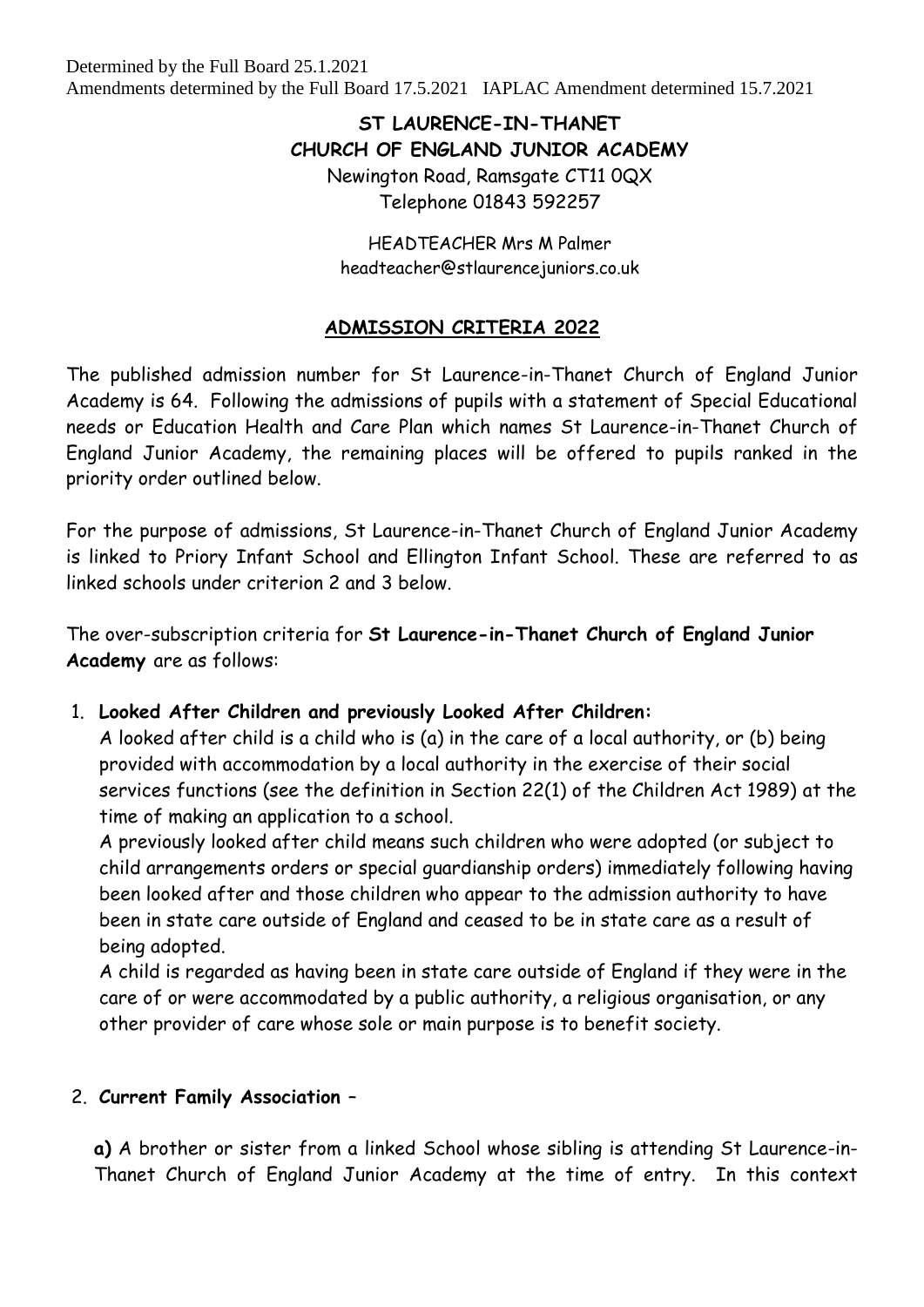Determined by the Full Board 25.1.2021
Amendments determined by the Full Board 17.5.2021 IAPLAC Amendment determined 15.7.2021

**ST LAURENCE-IN-THANET**
**CHURCH OF ENGLAND JUNIOR ACADEMY**
Newington Road, Ramsgate CT11 0QX
Telephone 01843 592257

HEADTEACHER Mrs M Palmer
headteacher@stlaurencejuniors.co.uk

## ADMISSION CRITERIA 2022

The published admission number for St Laurence-in-Thanet Church of England Junior Academy is 64. Following the admissions of pupils with a statement of Special Educational needs or Education Health and Care Plan which names St Laurence-in-Thanet Church of England Junior Academy, the remaining places will be offered to pupils ranked in the priority order outlined below.

For the purpose of admissions, St Laurence-in-Thanet Church of England Junior Academy is linked to Priory Infant School and Ellington Infant School. These are referred to as linked schools under criterion 2 and 3 below.

The over-subscription criteria for **St Laurence-in-Thanet Church of England Junior Academy** are as follows:

1. **Looked After Children and previously Looked After Children:**
   A looked after child is a child who is (a) in the care of a local authority, or (b) being provided with accommodation by a local authority in the exercise of their social services functions (see the definition in Section 22(1) of the Children Act 1989) at the time of making an application to a school.
   A previously looked after child means such children who were adopted (or subject to child arrangements orders or special guardianship orders) immediately following having been looked after and those children who appear to the admission authority to have been in state care outside of England and ceased to be in state care as a result of being adopted.
   A child is regarded as having been in state care outside of England if they were in the care of or were accommodated by a public authority, a religious organisation, or any other provider of care whose sole or main purpose is to benefit society.

2. **Current Family Association** –

   **a)** A brother or sister from a linked School whose sibling is attending St Laurence-in-Thanet Church of England Junior Academy at the time of entry. In this context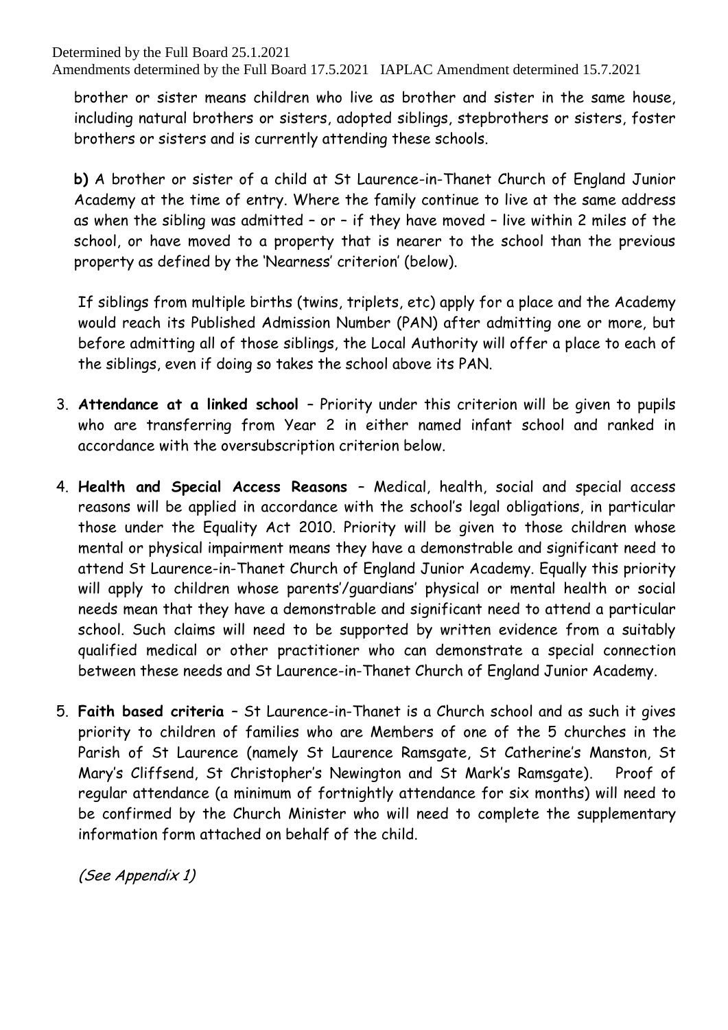brother or sister means children who live as brother and sister in the same house, including natural brothers or sisters, adopted siblings, stepbrothers or sisters, foster brothers or sisters and is currently attending these schools.

**b)** A brother or sister of a child at St Laurence-in-Thanet Church of England Junior Academy at the time of entry. Where the family continue to live at the same address as when the sibling was admitted – or – if they have moved – live within 2 miles of the school, or have moved to a property that is nearer to the school than the previous property as defined by the 'Nearness' criterion' (below).

If siblings from multiple births (twins, triplets, etc) apply for a place and the Academy would reach its Published Admission Number (PAN) after admitting one or more, but before admitting all of those siblings, the Local Authority will offer a place to each of the siblings, even if doing so takes the school above its PAN.

3. **Attendance at a linked school** – Priority under this criterion will be given to pupils who are transferring from Year 2 in either named infant school and ranked in accordance with the oversubscription criterion below.

4. **Health and Special Access Reasons** – Medical, health, social and special access reasons will be applied in accordance with the school's legal obligations, in particular those under the Equality Act 2010. Priority will be given to those children whose mental or physical impairment means they have a demonstrable and significant need to attend St Laurence-in-Thanet Church of England Junior Academy. Equally this priority will apply to children whose parents'/guardians' physical or mental health or social needs mean that they have a demonstrable and significant need to attend a particular school. Such claims will need to be supported by written evidence from a suitably qualified medical or other practitioner who can demonstrate a special connection between these needs and St Laurence-in-Thanet Church of England Junior Academy.

5. **Faith based criteria** – St Laurence-in-Thanet is a Church school and as such it gives priority to children of families who are Members of one of the 5 churches in the Parish of St Laurence (namely St Laurence Ramsgate, St Catherine's Manston, St Mary's Cliffsend, St Christopher's Newington and St Mark's Ramsgate). Proof of regular attendance (a minimum of fortnightly attendance for six months) will need to be confirmed by the Church Minister who will need to complete the supplementary information form attached on behalf of the child.

*(See Appendix 1)*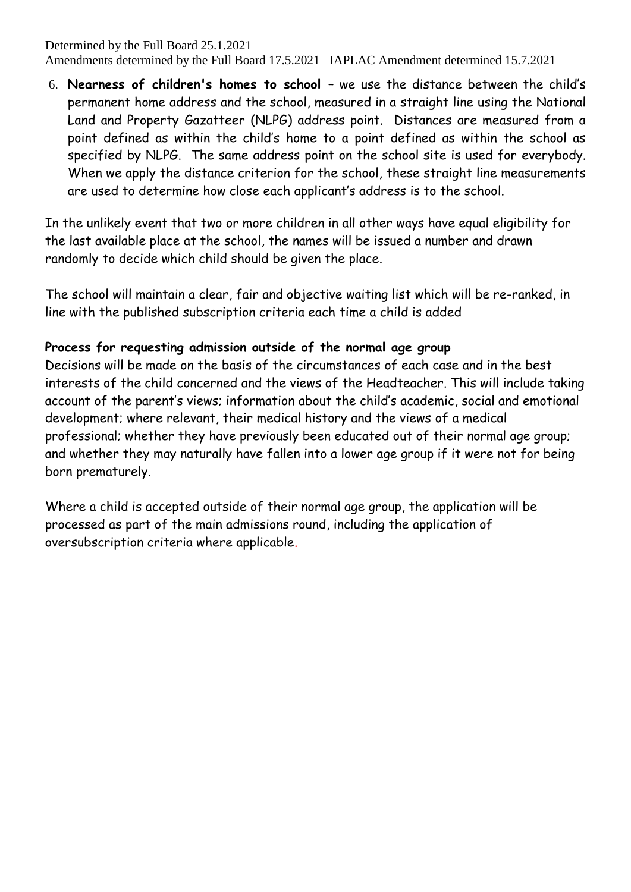6. **Nearness of children's homes to school** – we use the distance between the child's permanent home address and the school, measured in a straight line using the National Land and Property Gazatteer (NLPG) address point. Distances are measured from a point defined as within the child's home to a point defined as within the school as specified by NLPG. The same address point on the school site is used for everybody. When we apply the distance criterion for the school, these straight line measurements are used to determine how close each applicant's address is to the school.

In the unlikely event that two or more children in all other ways have equal eligibility for the last available place at the school, the names will be issued a number and drawn randomly to decide which child should be given the place.

The school will maintain a clear, fair and objective waiting list which will be re-ranked, in line with the published subscription criteria each time a child is added

**Process for requesting admission outside of the normal age group**

Decisions will be made on the basis of the circumstances of each case and in the best interests of the child concerned and the views of the Headteacher. This will include taking account of the parent's views; information about the child's academic, social and emotional development; where relevant, their medical history and the views of a medical professional; whether they have previously been educated out of their normal age group; and whether they may naturally have fallen into a lower age group if it were not for being born prematurely.

Where a child is accepted outside of their normal age group, the application will be processed as part of the main admissions round, including the application of oversubscription criteria where applicable.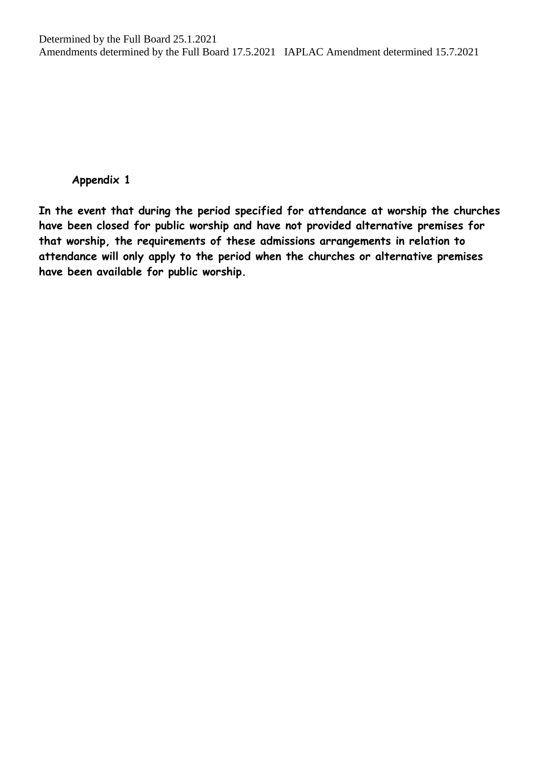**Appendix 1**

**In the event that during the period specified for attendance at worship the churches have been closed for public worship and have not provided alternative premises for that worship, the requirements of these admissions arrangements in relation to attendance will only apply to the period when the churches or alternative premises have been available for public worship.**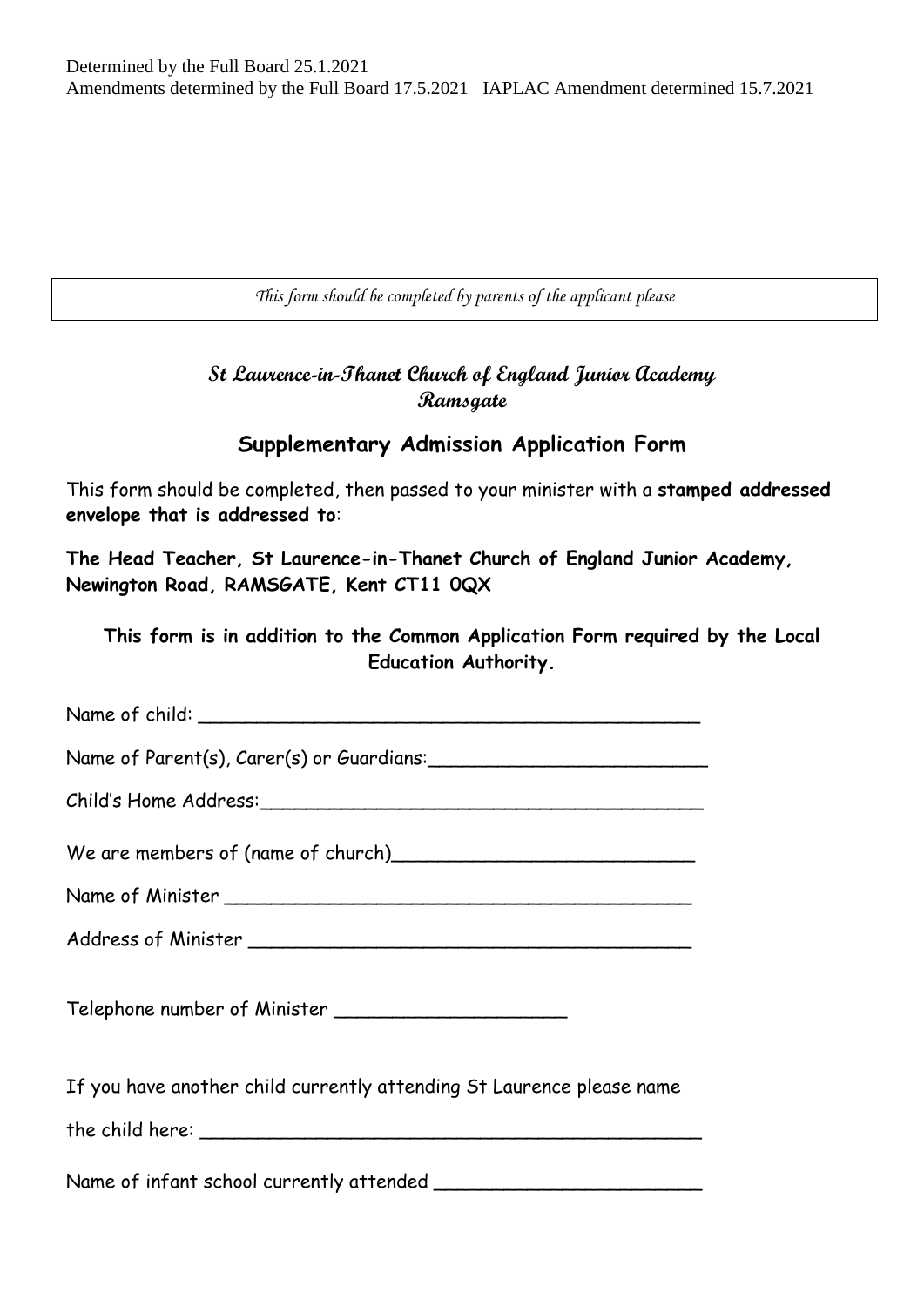Determined by the Full Board 25.1.2021
Amendments determined by the Full Board 17.5.2021 IAPLAC Amendment determined 15.7.2021

*This form should be completed by parents of the applicant please*

## St Laurence-in-Thanet Church of England Junior Academy
## Ramsgate

### Supplementary Admission Application Form

This form should be completed, then passed to your minister with a **stamped addressed envelope that is addressed to**:

**The Head Teacher, St Laurence-in-Thanet Church of England Junior Academy, Newington Road, RAMSGATE, Kent CT11 0QX**

**This form is in addition to the Common Application Form required by the Local Education Authority.**

Name of child: ____________________________________________

Name of Parent(s), Carer(s) or Guardians:________________________

Child's Home Address:______________________________________

We are members of (name of church)__________________________

Name of Minister _________________________________________

Address of Minister _______________________________________

Telephone number of Minister ____________________

If you have another child currently attending St Laurence please name

the child here: ____________________________________________

Name of infant school currently attended _______________________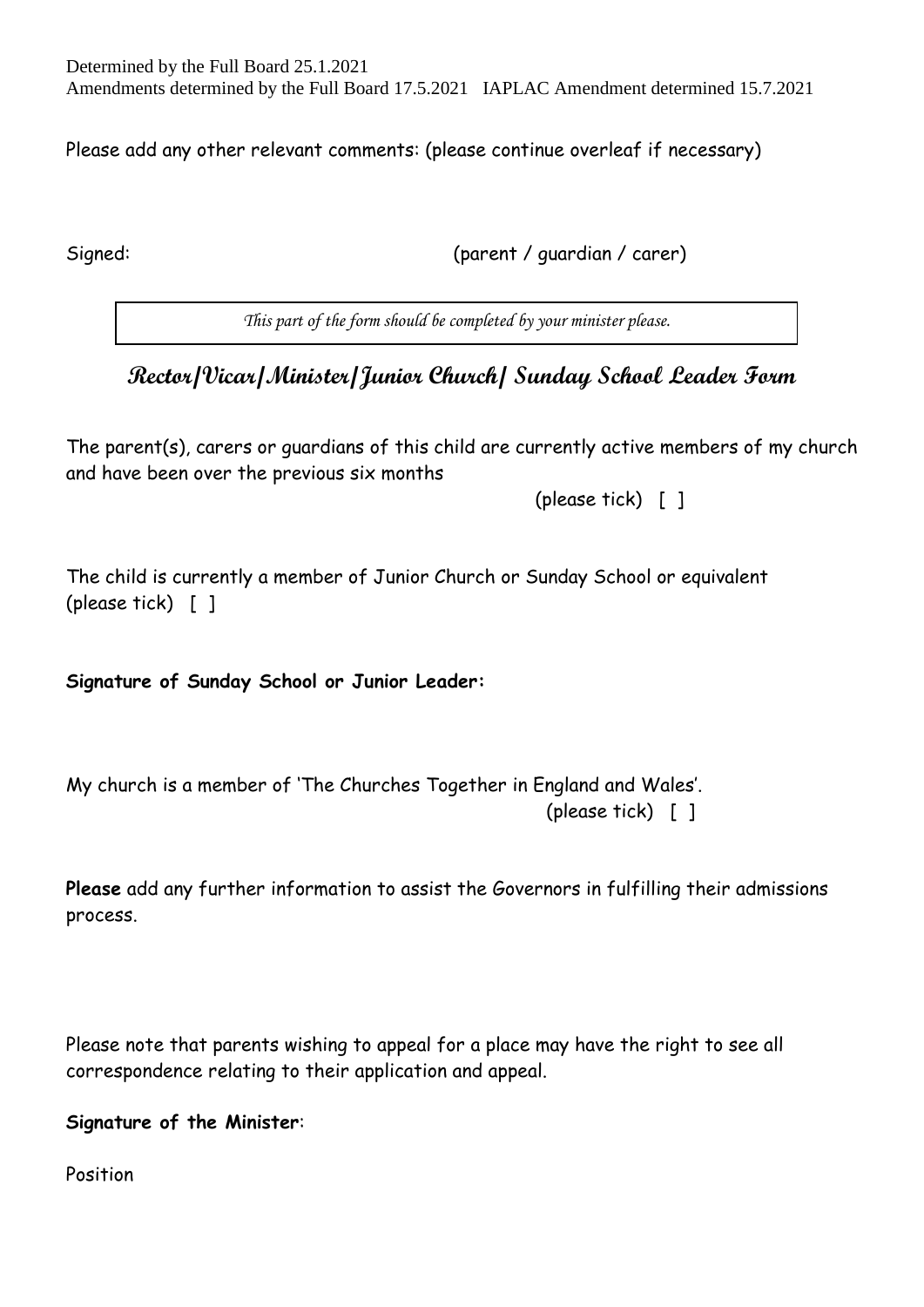Determined by the Full Board 25.1.2021
Amendments determined by the Full Board 17.5.2021 IAPLAC Amendment determined 15.7.2021

Please add any other relevant comments: (please continue overleaf if necessary)

Signed: (parent / guardian / carer)

*This part of the form should be completed by your minister please.*

## Rector/Vicar/Minister/Junior Church/ Sunday School Leader Form

The parent(s), carers or guardians of this child are currently active members of my church and have been over the previous six months

(please tick) [ ]

The child is currently a member of Junior Church or Sunday School or equivalent (please tick) [ ]

**Signature of Sunday School or Junior Leader:**

My church is a member of 'The Churches Together in England and Wales'.
(please tick) [ ]

**Please** add any further information to assist the Governors in fulfilling their admissions process.

Please note that parents wishing to appeal for a place may have the right to see all correspondence relating to their application and appeal.

**Signature of the Minister**:

Position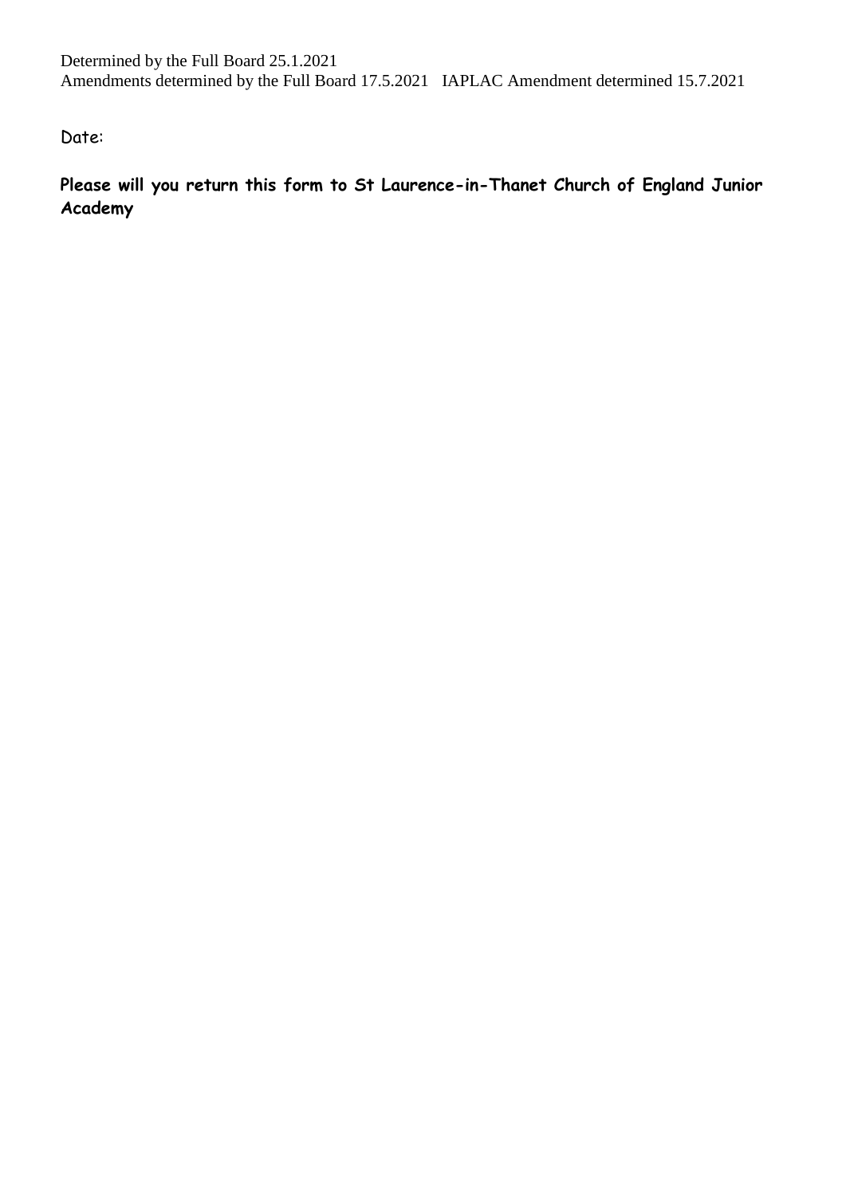Determined by the Full Board 25.1.2021
Amendments determined by the Full Board 17.5.2021 IAPLAC Amendment determined 15.7.2021

Date:

**Please will you return this form to St Laurence-in-Thanet Church of England Junior Academy**